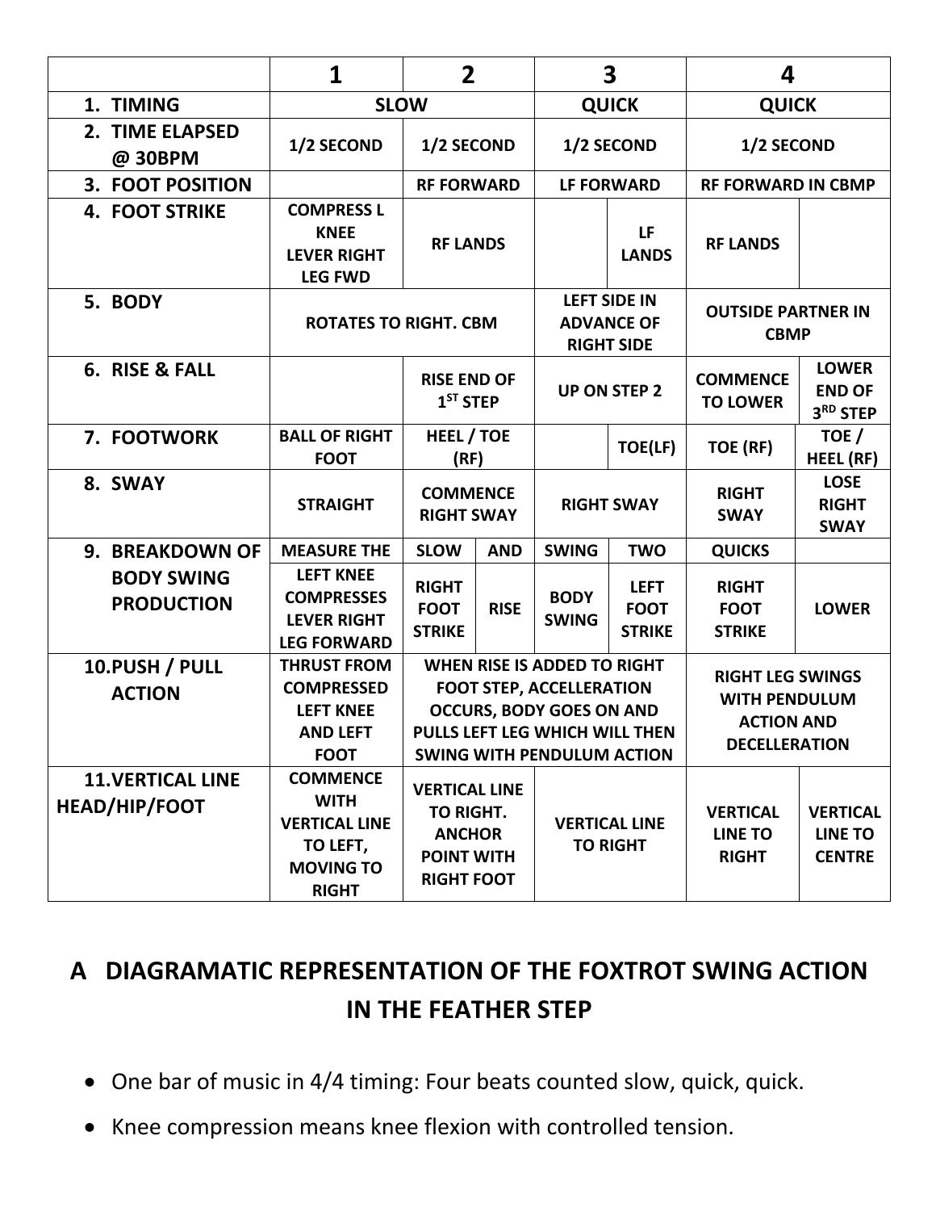| | 1 | 2 | | 3 | | 4 | |
|---|---|---|---|---|---|---|---|
| 1. TIMING | SLOW | | | QUICK | | QUICK | |
| 2. TIME ELAPSED @ 30BPM | 1/2 SECOND | 1/2 SECOND | | 1/2 SECOND | | 1/2 SECOND | |
| 3. FOOT POSITION | | RF FORWARD | | LF FORWARD | | RF FORWARD IN CBMP | |
| 4. FOOT STRIKE | COMPRESS L KNEE LEVER RIGHT LEG FWD | RF LANDS | | | LF LANDS | RF LANDS | |
| 5. BODY | ROTATES TO RIGHT. CBM | | | LEFT SIDE IN ADVANCE OF RIGHT SIDE | | OUTSIDE PARTNER IN CBMP | |
| 6. RISE & FALL | | RISE END OF 1ST STEP | | UP ON STEP 2 | | COMMENCE TO LOWER | LOWER END OF 3RD STEP |
| 7. FOOTWORK | BALL OF RIGHT FOOT | HEEL / TOE (RF) | | | TOE(LF) | TOE (RF) | TOE / HEEL (RF) |
| 8. SWAY | STRAIGHT | COMMENCE RIGHT SWAY | | RIGHT SWAY | | RIGHT SWAY | LOSE RIGHT SWAY |
| 9. BREAKDOWN OF BODY SWING PRODUCTION | MEASURE THE | SLOW | AND | SWING | TWO | QUICKS | |
| | LEFT KNEE COMPRESSES LEVER RIGHT LEG FORWARD | RIGHT FOOT STRIKE | RISE | BODY SWING | LEFT FOOT STRIKE | RIGHT FOOT STRIKE | LOWER |
| 10. PUSH / PULL ACTION | THRUST FROM COMPRESSED LEFT KNEE AND LEFT FOOT | WHEN RISE IS ADDED TO RIGHT FOOT STEP, ACCELLERATION OCCURS, BODY GOES ON AND PULLS LEFT LEG WHICH WILL THEN SWING WITH PENDULUM ACTION | | | | RIGHT LEG SWINGS WITH PENDULUM ACTION AND DECELLERATION | |
| 11. VERTICAL LINE HEAD/HIP/FOOT | COMMENCE WITH VERTICAL LINE TO LEFT, MOVING TO RIGHT | VERTICAL LINE TO RIGHT. ANCHOR POINT WITH RIGHT FOOT | | VERTICAL LINE TO RIGHT | | VERTICAL LINE TO RIGHT | VERTICAL LINE TO CENTRE |

# A DIAGRAMATIC REPRESENTATION OF THE FOXTROT SWING ACTION IN THE FEATHER STEP

- One bar of music in 4/4 timing: Four beats counted slow, quick, quick.
- Knee compression means knee flexion with controlled tension.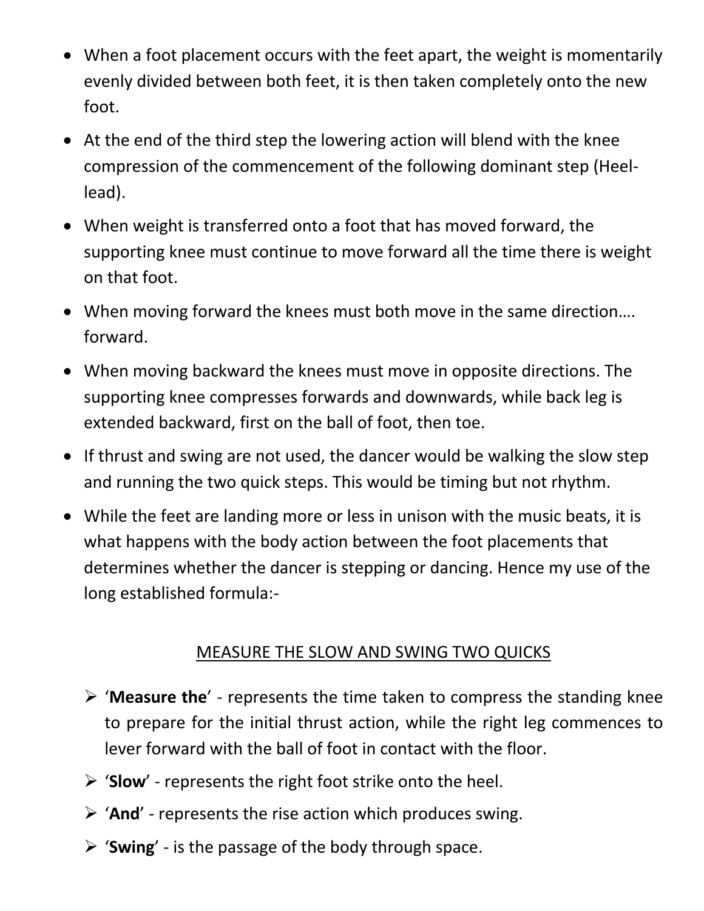- When a foot placement occurs with the feet apart, the weight is momentarily evenly divided between both feet, it is then taken completely onto the new foot.
- At the end of the third step the lowering action will blend with the knee compression of the commencement of the following dominant step (Heel-lead).
- When weight is transferred onto a foot that has moved forward, the supporting knee must continue to move forward all the time there is weight on that foot.
- When moving forward the knees must both move in the same direction…. forward.
- When moving backward the knees must move in opposite directions. The supporting knee compresses forwards and downwards, while back leg is extended backward, first on the ball of foot, then toe.
- If thrust and swing are not used, the dancer would be walking the slow step and running the two quick steps. This would be timing but not rhythm.
- While the feet are landing more or less in unison with the music beats, it is what happens with the body action between the foot placements that determines whether the dancer is stepping or dancing. Hence my use of the long established formula:-

<u>MEASURE THE SLOW AND SWING TWO QUICKS</u>

- '**Measure the**' - represents the time taken to compress the standing knee to prepare for the initial thrust action, while the right leg commences to lever forward with the ball of foot in contact with the floor.
- '**Slow**' - represents the right foot strike onto the heel.
- '**And**' - represents the rise action which produces swing.
- '**Swing**' - is the passage of the body through space.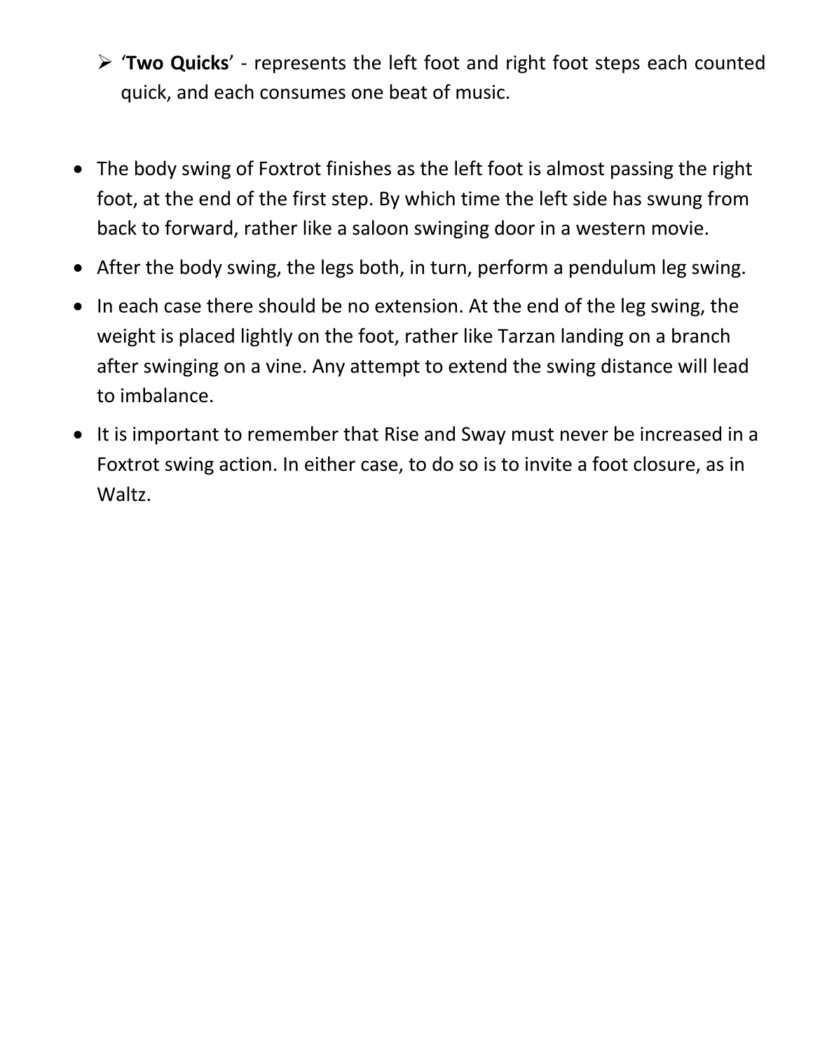- '**Two Quicks**' - represents the left foot and right foot steps each counted quick, and each consumes one beat of music.

- The body swing of Foxtrot finishes as the left foot is almost passing the right foot, at the end of the first step. By which time the left side has swung from back to forward, rather like a saloon swinging door in a western movie.
- After the body swing, the legs both, in turn, perform a pendulum leg swing.
- In each case there should be no extension. At the end of the leg swing, the weight is placed lightly on the foot, rather like Tarzan landing on a branch after swinging on a vine. Any attempt to extend the swing distance will lead to imbalance.
- It is important to remember that Rise and Sway must never be increased in a Foxtrot swing action. In either case, to do so is to invite a foot closure, as in Waltz.